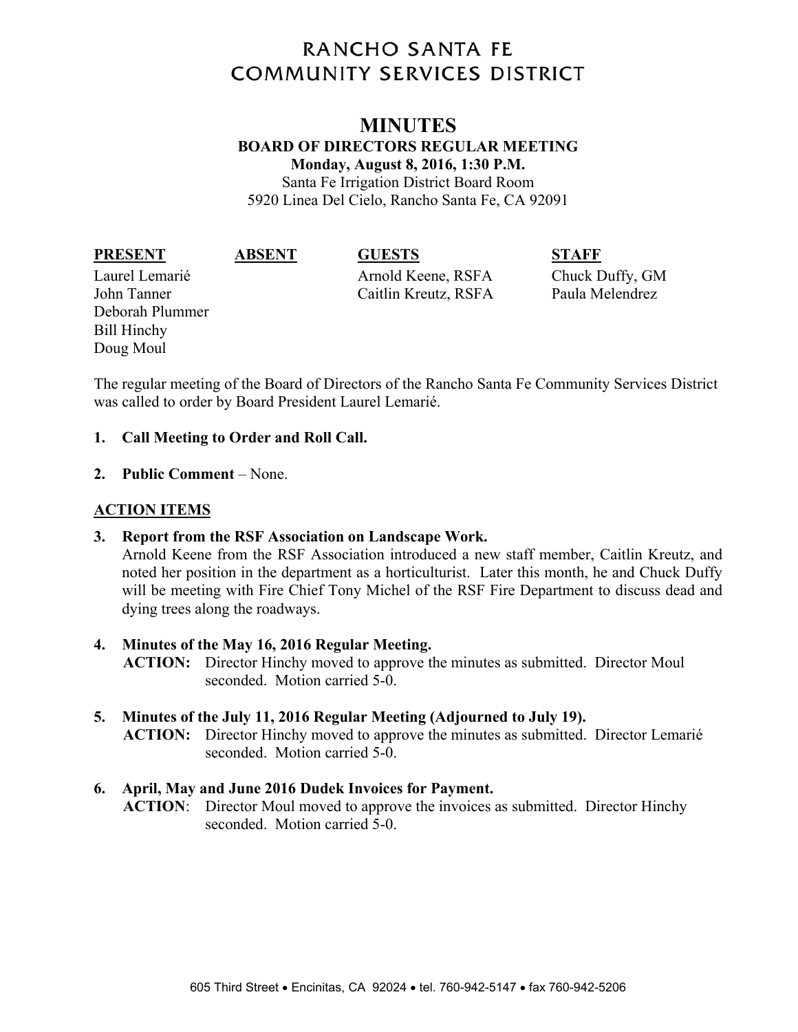# RANCHO SANTA FE COMMUNITY SERVICES DISTRICT

## MINUTES

**BOARD OF DIRECTORS REGULAR MEETING**
**Monday, August 8, 2016, 1:30 P.M.**
Santa Fe Irrigation District Board Room
5920 Linea Del Cielo, Rancho Santa Fe, CA 92091

| PRESENT | ABSENT | GUESTS | STAFF |
|---|---|---|---|
| Laurel Lemarié | | Arnold Keene, RSFA | Chuck Duffy, GM |
| John Tanner | | Caitlin Kreutz, RSFA | Paula Melendrez |
| Deborah Plummer | | | |
| Bill Hinchy | | | |
| Doug Moul | | | |

The regular meeting of the Board of Directors of the Rancho Santa Fe Community Services District was called to order by Board President Laurel Lemarié.

1. **Call Meeting to Order and Roll Call.**

2. **Public Comment** – None.

**ACTION ITEMS**

3. **Report from the RSF Association on Landscape Work.**
   Arnold Keene from the RSF Association introduced a new staff member, Caitlin Kreutz, and noted her position in the department as a horticulturist. Later this month, he and Chuck Duffy will be meeting with Fire Chief Tony Michel of the RSF Fire Department to discuss dead and dying trees along the roadways.

4. **Minutes of the May 16, 2016 Regular Meeting.**
   **ACTION:** Director Hinchy moved to approve the minutes as submitted. Director Moul seconded. Motion carried 5-0.

5. **Minutes of the July 11, 2016 Regular Meeting (Adjourned to July 19).**
   **ACTION:** Director Hinchy moved to approve the minutes as submitted. Director Lemarié seconded. Motion carried 5-0.

6. **April, May and June 2016 Dudek Invoices for Payment.**
   **ACTION**: Director Moul moved to approve the invoices as submitted. Director Hinchy seconded. Motion carried 5-0.

605 Third Street • Encinitas, CA 92024 • tel. 760-942-5147 • fax 760-942-5206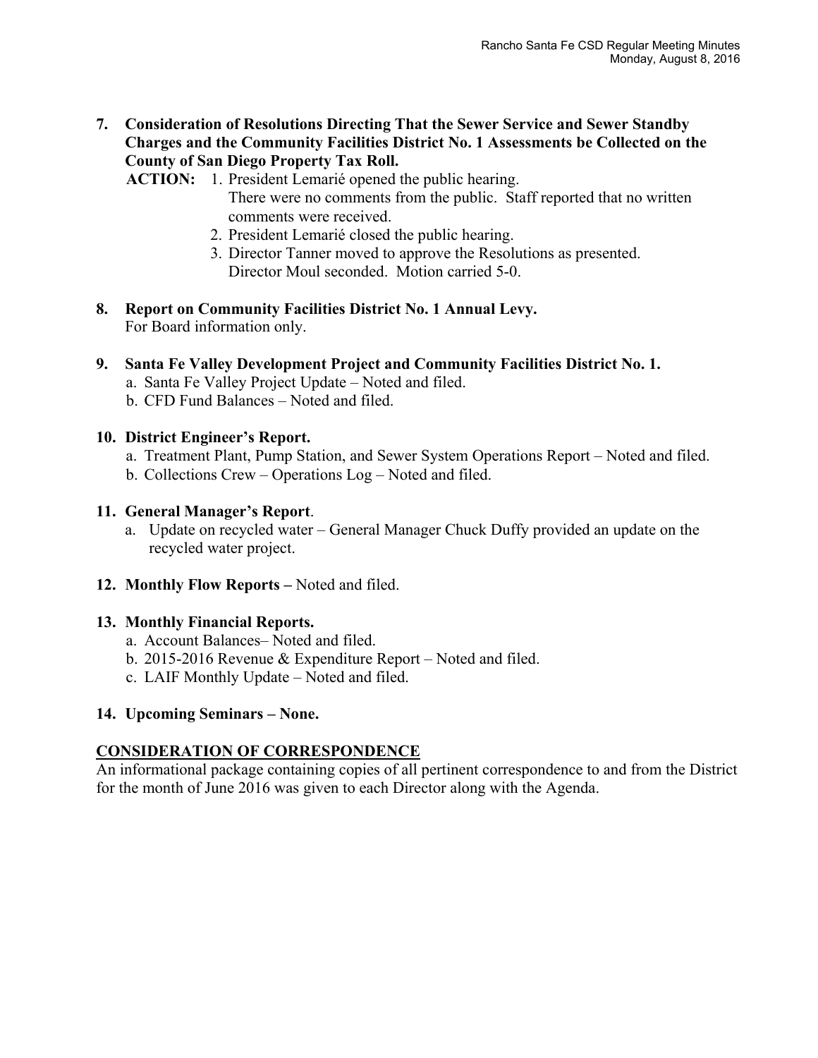**7. Consideration of Resolutions Directing That the Sewer Service and Sewer Standby Charges and the Community Facilities District No. 1 Assessments be Collected on the County of San Diego Property Tax Roll.**

**ACTION:**
1. President Lemarié opened the public hearing. There were no comments from the public. Staff reported that no written comments were received.
2. President Lemarié closed the public hearing.
3. Director Tanner moved to approve the Resolutions as presented. Director Moul seconded. Motion carried 5-0.

**8. Report on Community Facilities District No. 1 Annual Levy.**
For Board information only.

**9. Santa Fe Valley Development Project and Community Facilities District No. 1.**

a. Santa Fe Valley Project Update – Noted and filed.
b. CFD Fund Balances – Noted and filed.

**10. District Engineer's Report.**

a. Treatment Plant, Pump Station, and Sewer System Operations Report – Noted and filed.
b. Collections Crew – Operations Log – Noted and filed.

**11. General Manager's Report**.

a. Update on recycled water – General Manager Chuck Duffy provided an update on the recycled water project.

**12. Monthly Flow Reports –** Noted and filed.

**13. Monthly Financial Reports.**

a. Account Balances– Noted and filed.
b. 2015-2016 Revenue & Expenditure Report – Noted and filed.
c. LAIF Monthly Update – Noted and filed.

**14. Upcoming Seminars – None.**

**CONSIDERATION OF CORRESPONDENCE**

An informational package containing copies of all pertinent correspondence to and from the District for the month of June 2016 was given to each Director along with the Agenda.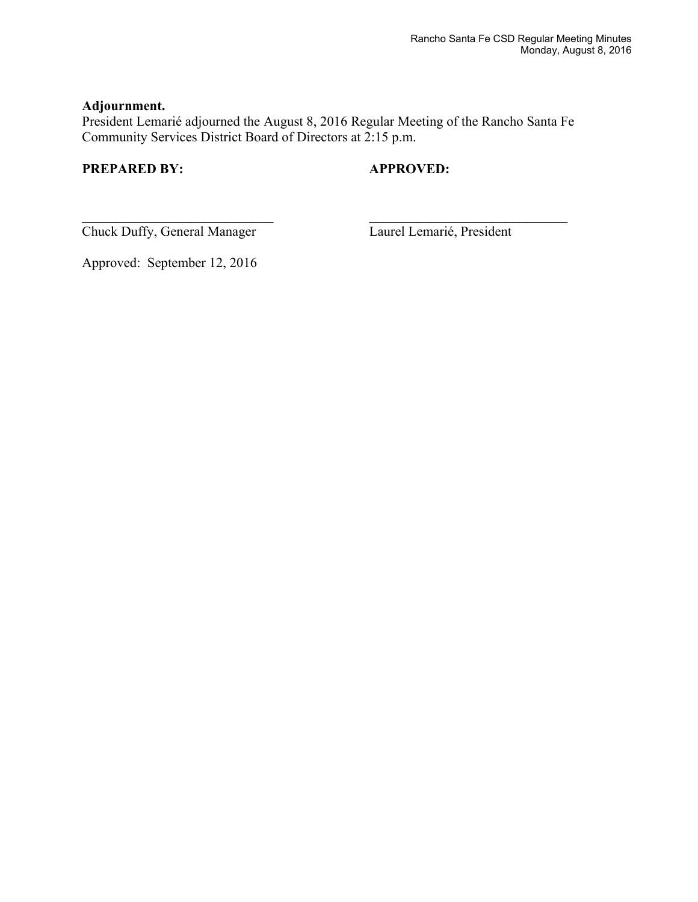**Adjournment.**
President Lemarié adjourned the August 8, 2016 Regular Meeting of the Rancho Santa Fe Community Services District Board of Directors at 2:15 p.m.

| **PREPARED BY:** | **APPROVED:** |
| --- | --- |
| ____________________________ | ____________________________ |
| Chuck Duffy, General Manager | Laurel Lemarié, President |

Approved: September 12, 2016